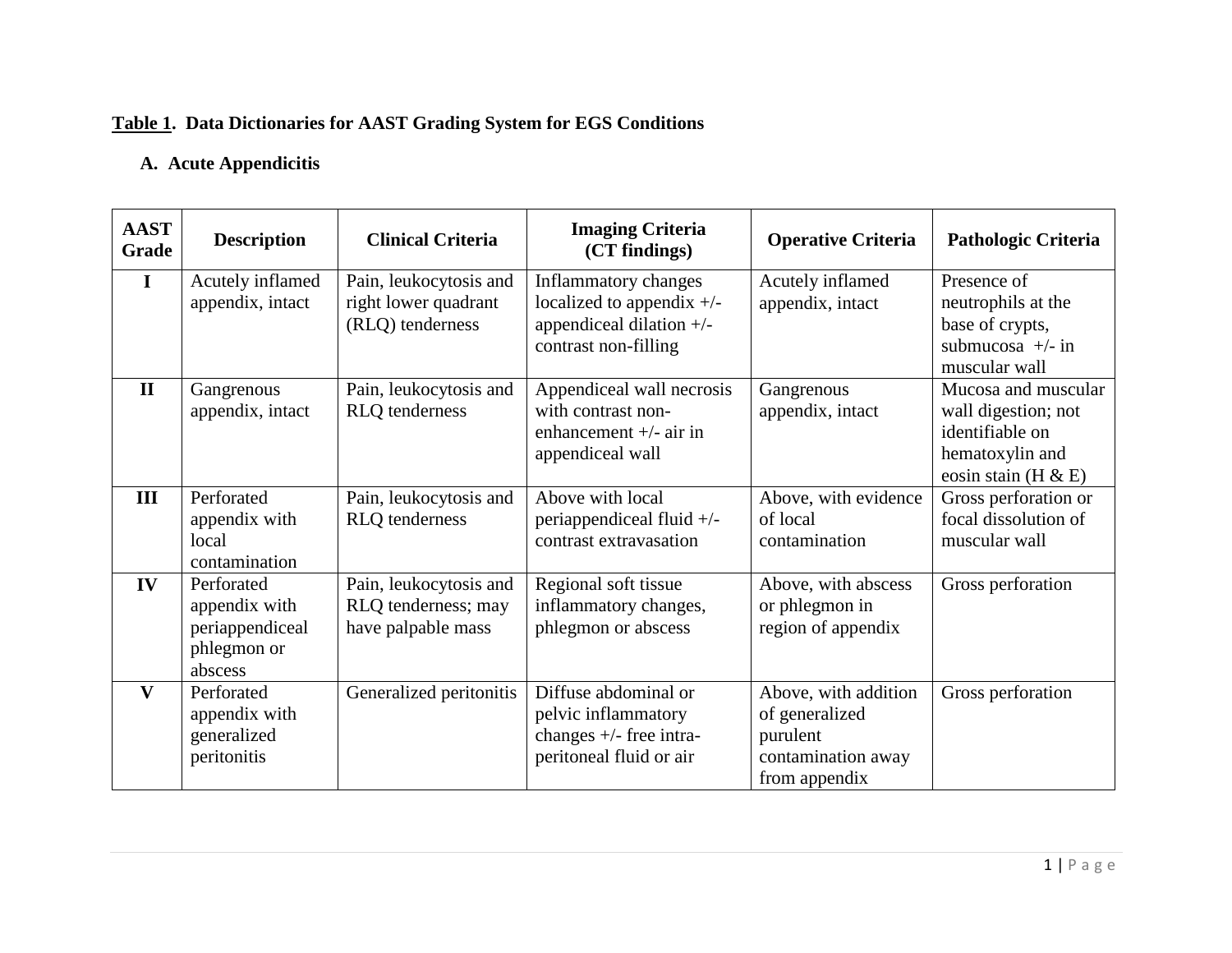**<u>Table 1</u>. Data Dictionaries for AAST Grading System for EGS Conditions**

**A. Acute Appendicitis**

| AAST Grade | Description | Clinical Criteria | Imaging Criteria (CT findings) | Operative Criteria | Pathologic Criteria |
|---|---|---|---|---|---|
| I | Acutely inflamed appendix, intact | Pain, leukocytosis and right lower quadrant (RLQ) tenderness | Inflammatory changes localized to appendix +/- appendiceal dilation +/- contrast non-filling | Acutely inflamed appendix, intact | Presence of neutrophils at the base of crypts, submucosa +/- in muscular wall |
| II | Gangrenous appendix, intact | Pain, leukocytosis and RLQ tenderness | Appendiceal wall necrosis with contrast non-enhancement +/- air in appendiceal wall | Gangrenous appendix, intact | Mucosa and muscular wall digestion; not identifiable on hematoxylin and eosin stain (H & E) |
| III | Perforated appendix with local contamination | Pain, leukocytosis and RLQ tenderness | Above with local periappendiceal fluid +/- contrast extravasation | Above, with evidence of local contamination | Gross perforation or focal dissolution of muscular wall |
| IV | Perforated appendix with periappendiceal phlegmon or abscess | Pain, leukocytosis and RLQ tenderness; may have palpable mass | Regional soft tissue inflammatory changes, phlegmon or abscess | Above, with abscess or phlegmon in region of appendix | Gross perforation |
| V | Perforated appendix with generalized peritonitis | Generalized peritonitis | Diffuse abdominal or pelvic inflammatory changes +/- free intra-peritoneal fluid or air | Above, with addition of generalized purulent contamination away from appendix | Gross perforation |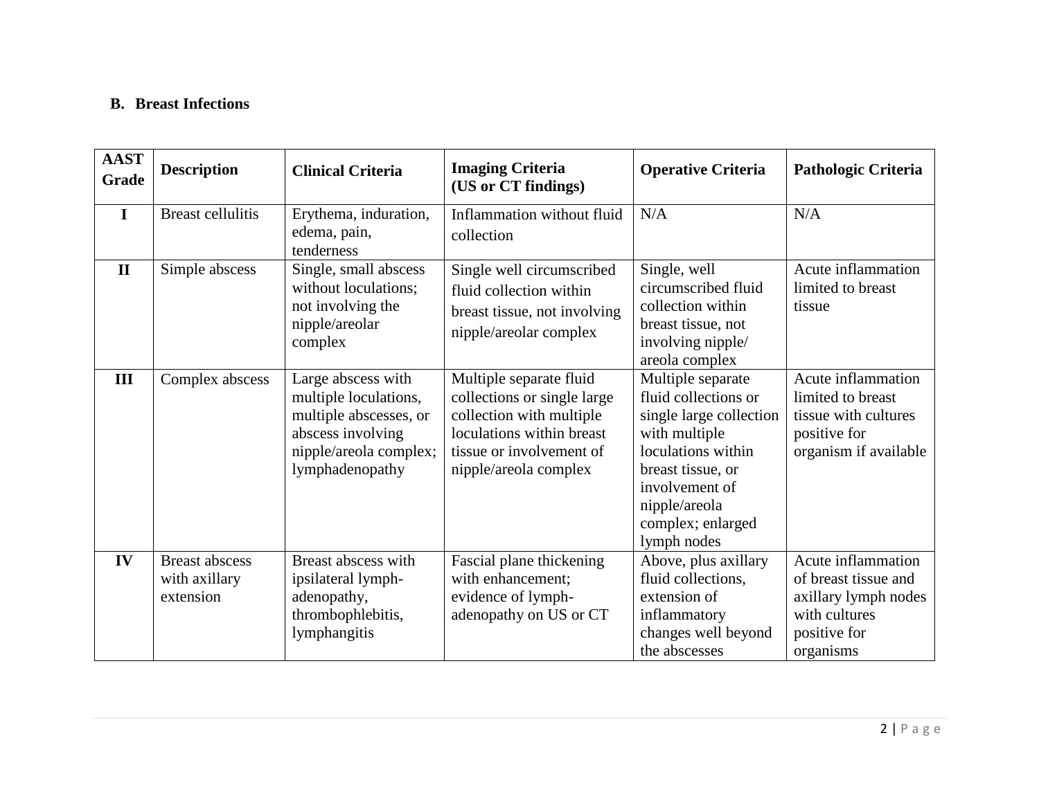### B. Breast Infections

| AAST Grade | Description | Clinical Criteria | Imaging Criteria (US or CT findings) | Operative Criteria | Pathologic Criteria |
|---|---|---|---|---|---|
| I | Breast cellulitis | Erythema, induration, edema, pain, tenderness | Inflammation without fluid collection | N/A | N/A |
| II | Simple abscess | Single, small abscess without loculations; not involving the nipple/areolar complex | Single well circumscribed fluid collection within breast tissue, not involving nipple/areolar complex | Single, well circumscribed fluid collection within breast tissue, not involving nipple/ areola complex | Acute inflammation limited to breast tissue |
| III | Complex abscess | Large abscess with multiple loculations, multiple abscesses, or abscess involving nipple/areola complex; lymphadenopathy | Multiple separate fluid collections or single large collection with multiple loculations within breast tissue or involvement of nipple/areola complex | Multiple separate fluid collections or single large collection with multiple loculations within breast tissue, or involvement of nipple/areola complex; enlarged lymph nodes | Acute inflammation limited to breast tissue with cultures positive for organism if available |
| IV | Breast abscess with axillary extension | Breast abscess with ipsilateral lymph-adenopathy, thrombophlebitis, lymphangitis | Fascial plane thickening with enhancement; evidence of lymph-adenopathy on US or CT | Above, plus axillary fluid collections, extension of inflammatory changes well beyond the abscesses | Acute inflammation of breast tissue and axillary lymph nodes with cultures positive for organisms |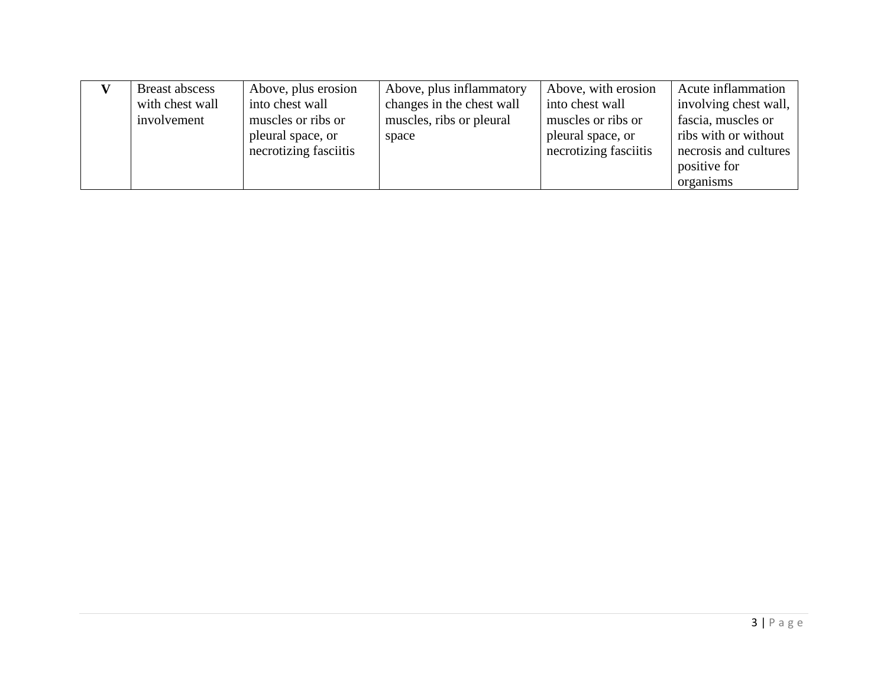| **V** | Breast abscess with chest wall involvement | Above, plus erosion into chest wall muscles or ribs or pleural space, or necrotizing fasciitis | Above, plus inflammatory changes in the chest wall muscles, ribs or pleural space | Above, with erosion into chest wall muscles or ribs or pleural space, or necrotizing fasciitis | Acute inflammation involving chest wall, fascia, muscles or ribs with or without necrosis and cultures positive for organisms |
|---|---|---|---|---|---|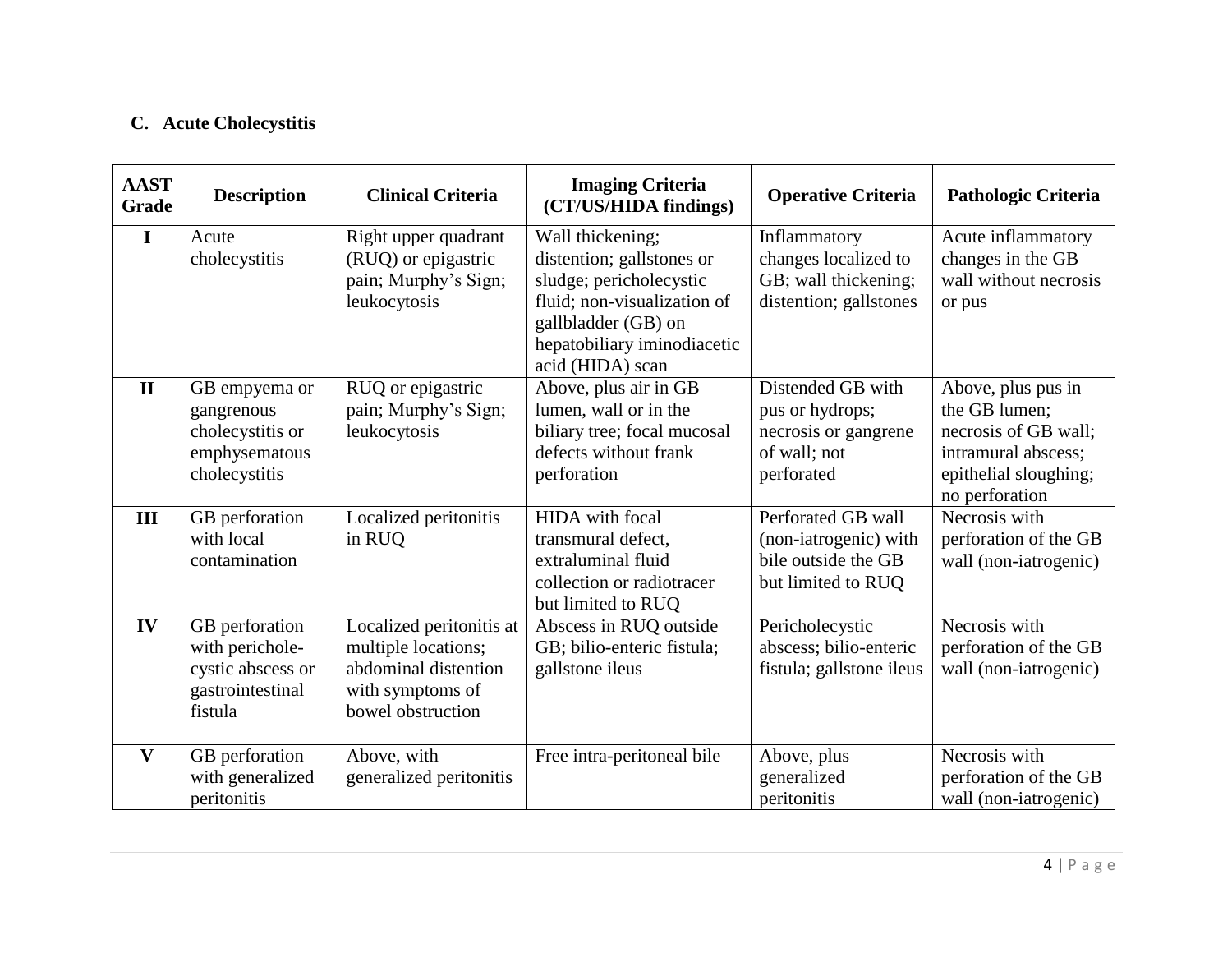### C. Acute Cholecystitis

| AAST Grade | Description | Clinical Criteria | Imaging Criteria (CT/US/HIDA findings) | Operative Criteria | Pathologic Criteria |
|---|---|---|---|---|---|
| I | Acute cholecystitis | Right upper quadrant (RUQ) or epigastric pain; Murphy's Sign; leukocytosis | Wall thickening; distention; gallstones or sludge; pericholecystic fluid; non-visualization of gallbladder (GB) on hepatobiliary iminodiacetic acid (HIDA) scan | Inflammatory changes localized to GB; wall thickening; distention; gallstones | Acute inflammatory changes in the GB wall without necrosis or pus |
| II | GB empyema or gangrenous cholecystitis or emphysematous cholecystitis | RUQ or epigastric pain; Murphy's Sign; leukocytosis | Above, plus air in GB lumen, wall or in the biliary tree; focal mucosal defects without frank perforation | Distended GB with pus or hydrops; necrosis or gangrene of wall; not perforated | Above, plus pus in the GB lumen; necrosis of GB wall; intramural abscess; epithelial sloughing; no perforation |
| III | GB perforation with local contamination | Localized peritonitis in RUQ | HIDA with focal transmural defect, extraluminal fluid collection or radiotracer but limited to RUQ | Perforated GB wall (non-iatrogenic) with bile outside the GB but limited to RUQ | Necrosis with perforation of the GB wall (non-iatrogenic) |
| IV | GB perforation with perichole-cystic abscess or gastrointestinal fistula | Localized peritonitis at multiple locations; abdominal distention with symptoms of bowel obstruction | Abscess in RUQ outside GB; bilio-enteric fistula; gallstone ileus | Pericholecystic abscess; bilio-enteric fistula; gallstone ileus | Necrosis with perforation of the GB wall (non-iatrogenic) |
| V | GB perforation with generalized peritonitis | Above, with generalized peritonitis | Free intra-peritoneal bile | Above, plus generalized peritonitis | Necrosis with perforation of the GB wall (non-iatrogenic) |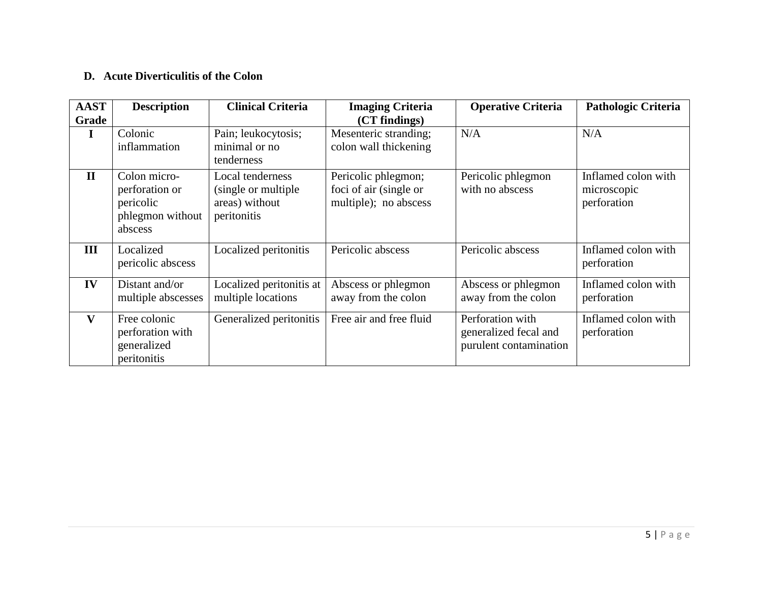**D. Acute Diverticulitis of the Colon**

| AAST Grade | Description | Clinical Criteria | Imaging Criteria (CT findings) | Operative Criteria | Pathologic Criteria |
|---|---|---|---|---|---|
| I | Colonic inflammation | Pain; leukocytosis; minimal or no tenderness | Mesenteric stranding; colon wall thickening | N/A | N/A |
| II | Colon micro-perforation or pericolic phlegmon without abscess | Local tenderness (single or multiple areas) without peritonitis | Pericolic phlegmon; foci of air (single or multiple); no abscess | Pericolic phlegmon with no abscess | Inflamed colon with microscopic perforation |
| III | Localized pericolic abscess | Localized peritonitis | Pericolic abscess | Pericolic abscess | Inflamed colon with perforation |
| IV | Distant and/or multiple abscesses | Localized peritonitis at multiple locations | Abscess or phlegmon away from the colon | Abscess or phlegmon away from the colon | Inflamed colon with perforation |
| V | Free colonic perforation with generalized peritonitis | Generalized peritonitis | Free air and free fluid | Perforation with generalized fecal and purulent contamination | Inflamed colon with perforation |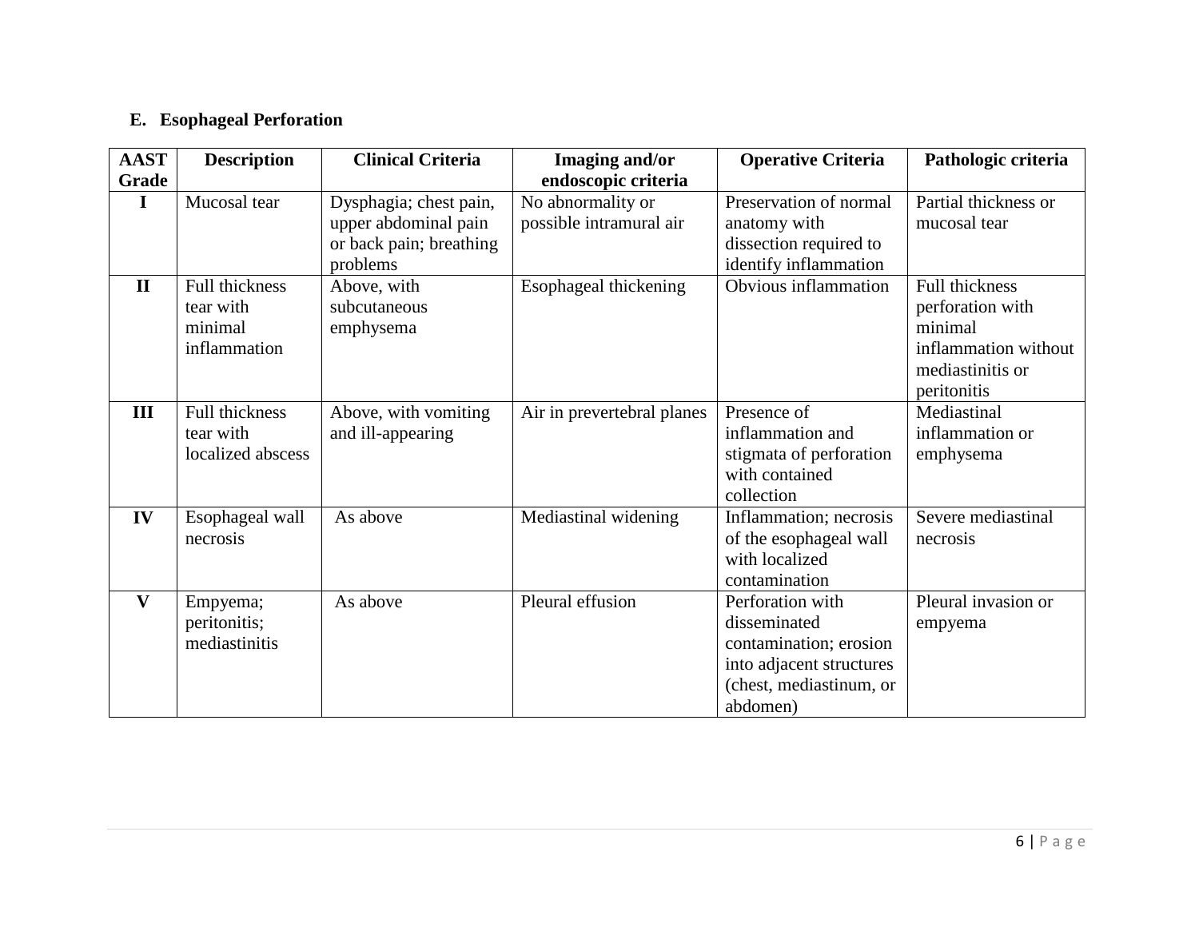## E. Esophageal Perforation

| AAST Grade | Description | Clinical Criteria | Imaging and/or endoscopic criteria | Operative Criteria | Pathologic criteria |
|---|---|---|---|---|---|
| I | Mucosal tear | Dysphagia; chest pain, upper abdominal pain or back pain; breathing problems | No abnormality or possible intramural air | Preservation of normal anatomy with dissection required to identify inflammation | Partial thickness or mucosal tear |
| II | Full thickness tear with minimal inflammation | Above, with subcutaneous emphysema | Esophageal thickening | Obvious inflammation | Full thickness perforation with minimal inflammation without mediastinitis or peritonitis |
| III | Full thickness tear with localized abscess | Above, with vomiting and ill-appearing | Air in prevertebral planes | Presence of inflammation and stigmata of perforation with contained collection | Mediastinal inflammation or emphysema |
| IV | Esophageal wall necrosis | As above | Mediastinal widening | Inflammation; necrosis of the esophageal wall with localized contamination | Severe mediastinal necrosis |
| V | Empyema; peritonitis; mediastinitis | As above | Pleural effusion | Perforation with disseminated contamination; erosion into adjacent structures (chest, mediastinum, or abdomen) | Pleural invasion or empyema |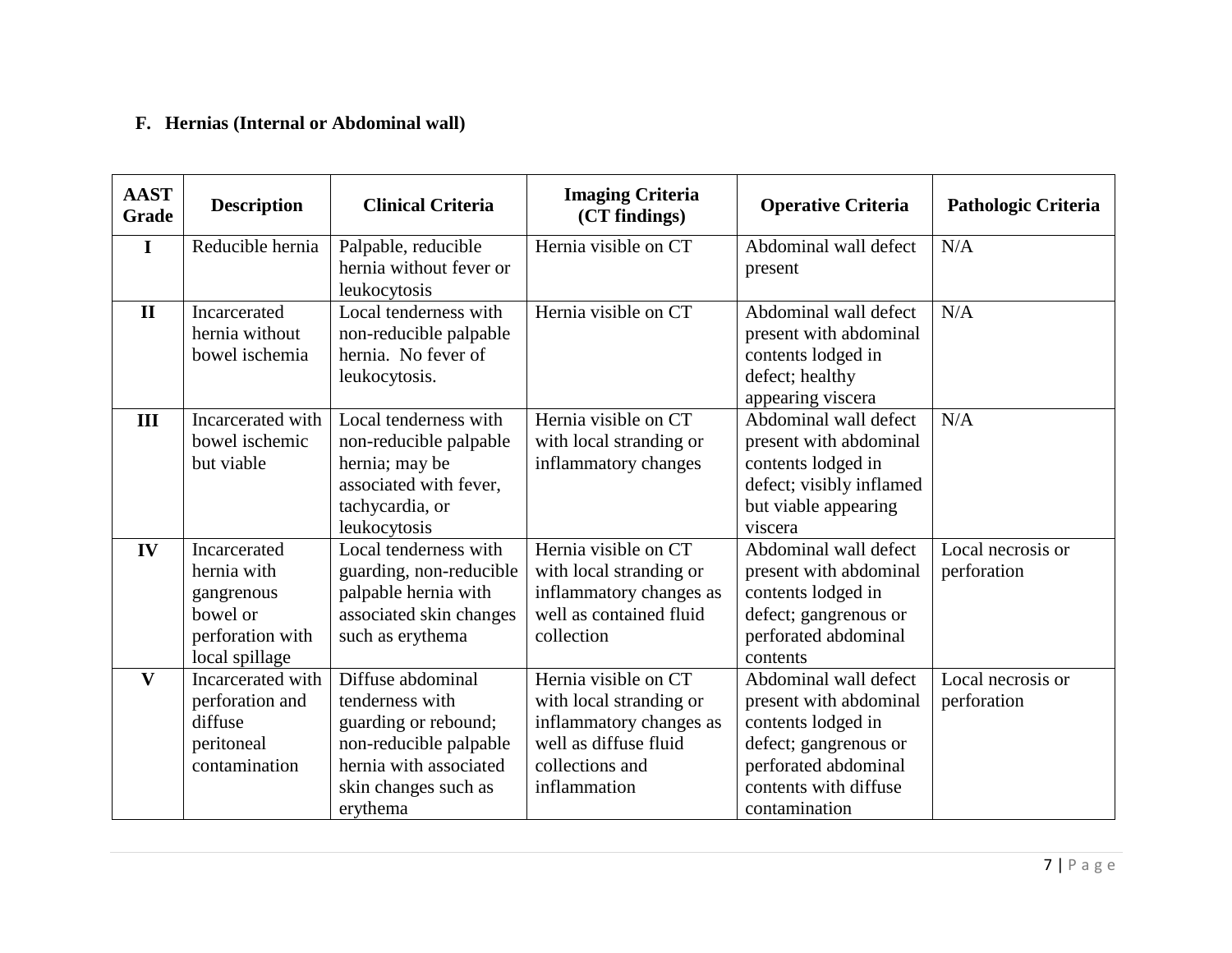### F. Hernias (Internal or Abdominal wall)

| AAST Grade | Description | Clinical Criteria | Imaging Criteria (CT findings) | Operative Criteria | Pathologic Criteria |
|---|---|---|---|---|---|
| I | Reducible hernia | Palpable, reducible hernia without fever or leukocytosis | Hernia visible on CT | Abdominal wall defect present | N/A |
| II | Incarcerated hernia without bowel ischemia | Local tenderness with non-reducible palpable hernia. No fever of leukocytosis. | Hernia visible on CT | Abdominal wall defect present with abdominal contents lodged in defect; healthy appearing viscera | N/A |
| III | Incarcerated with bowel ischemic but viable | Local tenderness with non-reducible palpable hernia; may be associated with fever, tachycardia, or leukocytosis | Hernia visible on CT with local stranding or inflammatory changes | Abdominal wall defect present with abdominal contents lodged in defect; visibly inflamed but viable appearing viscera | N/A |
| IV | Incarcerated hernia with gangrenous bowel or perforation with local spillage | Local tenderness with guarding, non-reducible palpable hernia with associated skin changes such as erythema | Hernia visible on CT with local stranding or inflammatory changes as well as contained fluid collection | Abdominal wall defect present with abdominal contents lodged in defect; gangrenous or perforated abdominal contents | Local necrosis or perforation |
| V | Incarcerated with perforation and diffuse peritoneal contamination | Diffuse abdominal tenderness with guarding or rebound; non-reducible palpable hernia with associated skin changes such as erythema | Hernia visible on CT with local stranding or inflammatory changes as well as diffuse fluid collections and inflammation | Abdominal wall defect present with abdominal contents lodged in defect; gangrenous or perforated abdominal contents with diffuse contamination | Local necrosis or perforation |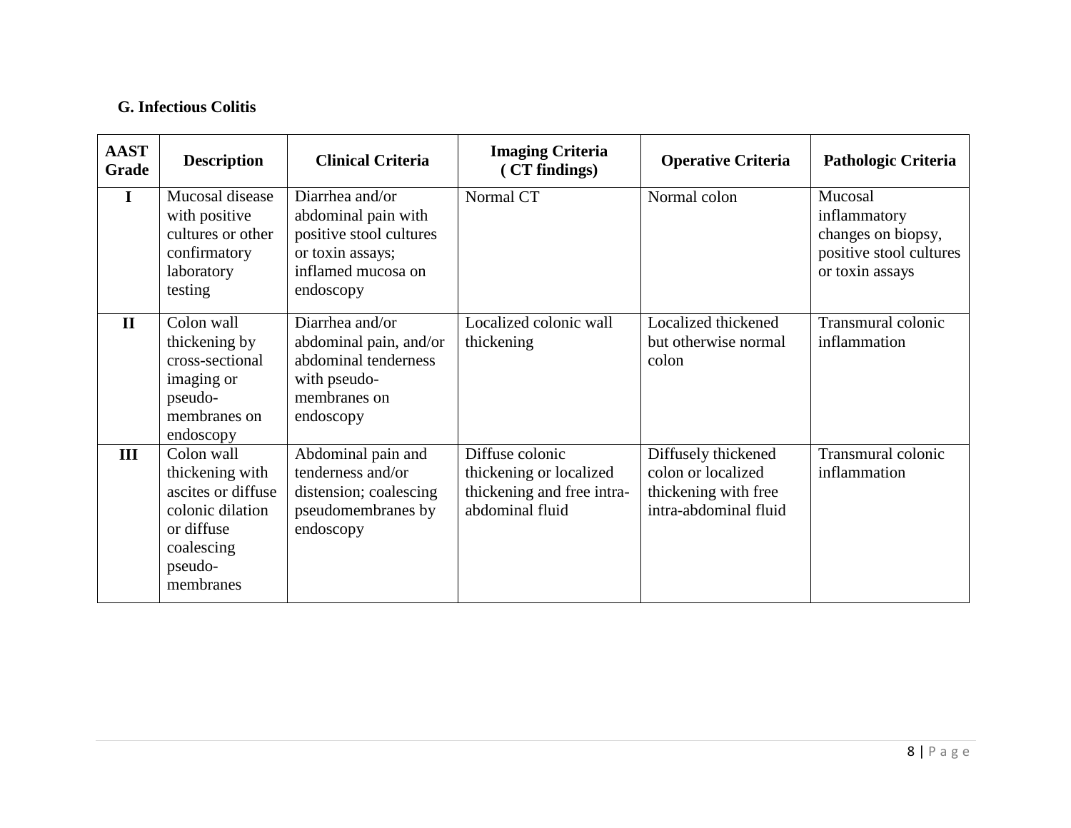### G. Infectious Colitis

| AAST Grade | Description | Clinical Criteria | Imaging Criteria ( CT findings) | Operative Criteria | Pathologic Criteria |
|---|---|---|---|---|---|
| I | Mucosal disease with positive cultures or other confirmatory laboratory testing | Diarrhea and/or abdominal pain with positive stool cultures or toxin assays; inflamed mucosa on endoscopy | Normal CT | Normal colon | Mucosal inflammatory changes on biopsy, positive stool cultures or toxin assays |
| II | Colon wall thickening by cross-sectional imaging or pseudo-membranes on endoscopy | Diarrhea and/or abdominal pain, and/or abdominal tenderness with pseudo-membranes on endoscopy | Localized colonic wall thickening | Localized thickened but otherwise normal colon | Transmural colonic inflammation |
| III | Colon wall thickening with ascites or diffuse colonic dilation or diffuse coalescing pseudo-membranes | Abdominal pain and tenderness and/or distension; coalescing pseudomembranes by endoscopy | Diffuse colonic thickening or localized thickening and free intra-abdominal fluid | Diffusely thickened colon or localized thickening with free intra-abdominal fluid | Transmural colonic inflammation |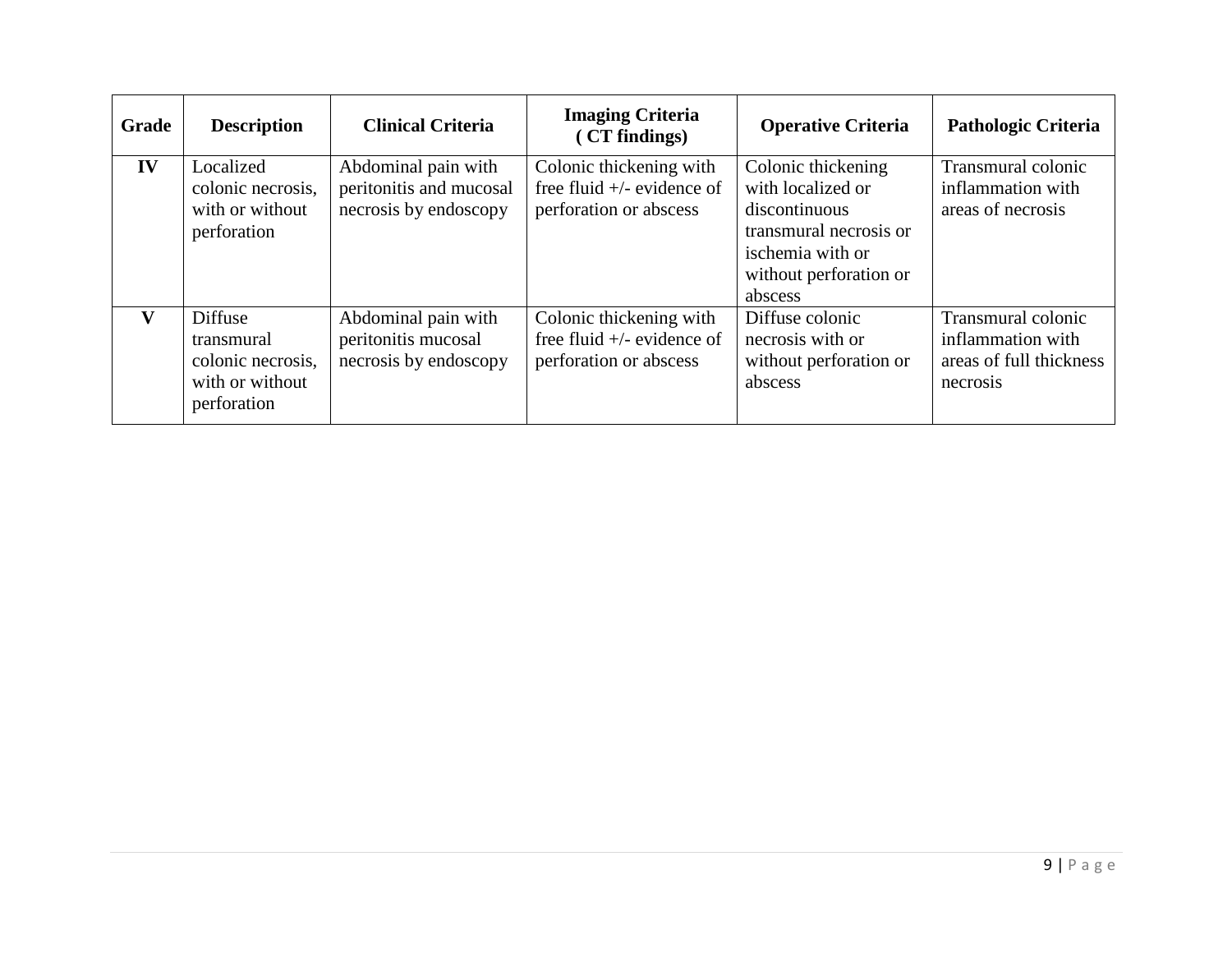| Grade | Description | Clinical Criteria | Imaging Criteria ( CT findings) | Operative Criteria | Pathologic Criteria |
|---|---|---|---|---|---|
| IV | Localized colonic necrosis, with or without perforation | Abdominal pain with peritonitis and mucosal necrosis by endoscopy | Colonic thickening with free fluid +/- evidence of perforation or abscess | Colonic thickening with localized or discontinuous transmural necrosis or ischemia with or without perforation or abscess | Transmural colonic inflammation with areas of necrosis |
| V | Diffuse transmural colonic necrosis, with or without perforation | Abdominal pain with peritonitis mucosal necrosis by endoscopy | Colonic thickening with free fluid +/- evidence of perforation or abscess | Diffuse colonic necrosis with or without perforation or abscess | Transmural colonic inflammation with areas of full thickness necrosis |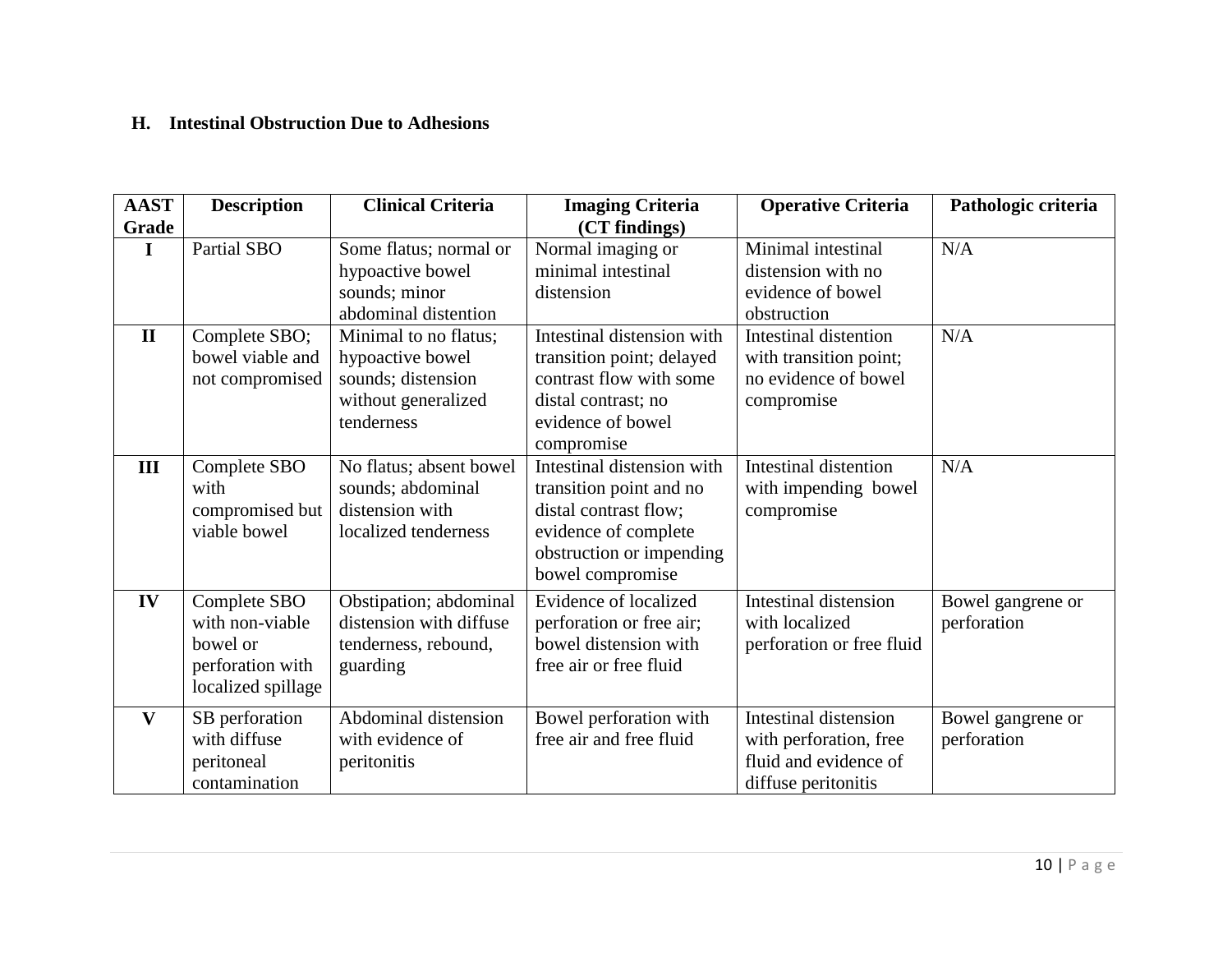### H. Intestinal Obstruction Due to Adhesions

| AAST Grade | Description | Clinical Criteria | Imaging Criteria (CT findings) | Operative Criteria | Pathologic criteria |
|---|---|---|---|---|---|
| I | Partial SBO | Some flatus; normal or hypoactive bowel sounds; minor abdominal distention | Normal imaging or minimal intestinal distension | Minimal intestinal distension with no evidence of bowel obstruction | N/A |
| II | Complete SBO; bowel viable and not compromised | Minimal to no flatus; hypoactive bowel sounds; distension without generalized tenderness | Intestinal distension with transition point; delayed contrast flow with some distal contrast; no evidence of bowel compromise | Intestinal distention with transition point; no evidence of bowel compromise | N/A |
| III | Complete SBO with compromised but viable bowel | No flatus; absent bowel sounds; abdominal distension with localized tenderness | Intestinal distension with transition point and no distal contrast flow; evidence of complete obstruction or impending bowel compromise | Intestinal distention with impending bowel compromise | N/A |
| IV | Complete SBO with non-viable bowel or perforation with localized spillage | Obstipation; abdominal distension with diffuse tenderness, rebound, guarding | Evidence of localized perforation or free air; bowel distension with free air or free fluid | Intestinal distension with localized perforation or free fluid | Bowel gangrene or perforation |
| V | SB perforation with diffuse peritoneal contamination | Abdominal distension with evidence of peritonitis | Bowel perforation with free air and free fluid | Intestinal distension with perforation, free fluid and evidence of diffuse peritonitis | Bowel gangrene or perforation |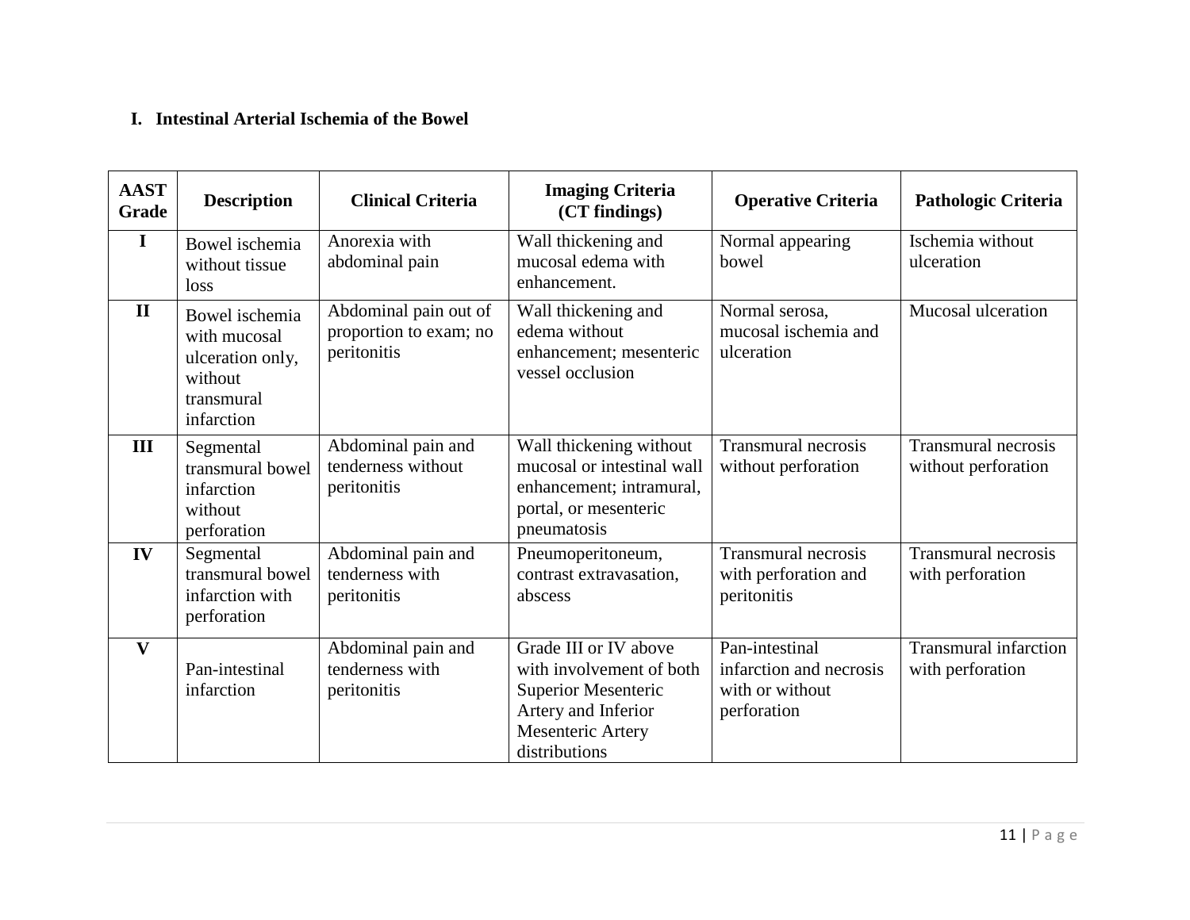## I. Intestinal Arterial Ischemia of the Bowel

| AAST Grade | Description | Clinical Criteria | Imaging Criteria (CT findings) | Operative Criteria | Pathologic Criteria |
|---|---|---|---|---|---|
| I | Bowel ischemia without tissue loss | Anorexia with abdominal pain | Wall thickening and mucosal edema with enhancement. | Normal appearing bowel | Ischemia without ulceration |
| II | Bowel ischemia with mucosal ulceration only, without transmural infarction | Abdominal pain out of proportion to exam; no peritonitis | Wall thickening and edema without enhancement; mesenteric vessel occlusion | Normal serosa, mucosal ischemia and ulceration | Mucosal ulceration |
| III | Segmental transmural bowel infarction without perforation | Abdominal pain and tenderness without peritonitis | Wall thickening without mucosal or intestinal wall enhancement; intramural, portal, or mesenteric pneumatosis | Transmural necrosis without perforation | Transmural necrosis without perforation |
| IV | Segmental transmural bowel infarction with perforation | Abdominal pain and tenderness with peritonitis | Pneumoperitoneum, contrast extravasation, abscess | Transmural necrosis with perforation and peritonitis | Transmural necrosis with perforation |
| V | Pan-intestinal infarction | Abdominal pain and tenderness with peritonitis | Grade III or IV above with involvement of both Superior Mesenteric Artery and Inferior Mesenteric Artery distributions | Pan-intestinal infarction and necrosis with or without perforation | Transmural infarction with perforation |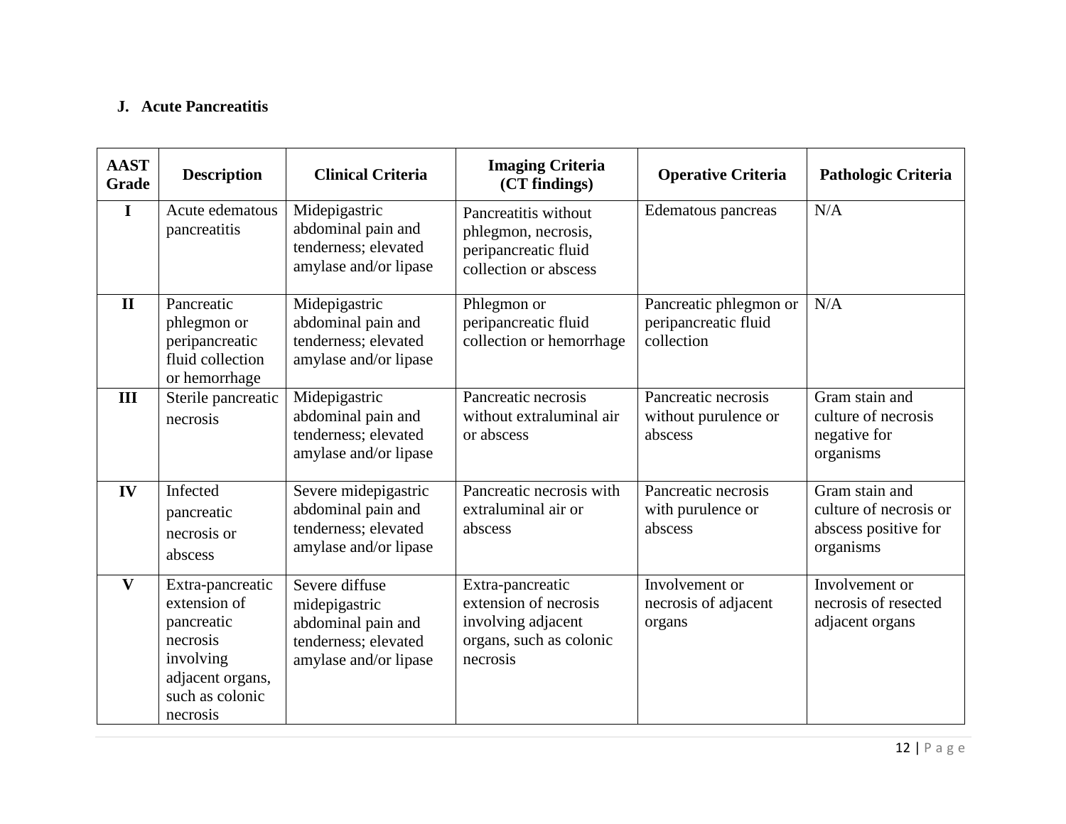**J. Acute Pancreatitis**

| AAST Grade | Description | Clinical Criteria | Imaging Criteria (CT findings) | Operative Criteria | Pathologic Criteria |
|---|---|---|---|---|---|
| I | Acute edematous pancreatitis | Midepigastric abdominal pain and tenderness; elevated amylase and/or lipase | Pancreatitis without phlegmon, necrosis, peripancreatic fluid collection or abscess | Edematous pancreas | N/A |
| II | Pancreatic phlegmon or peripancreatic fluid collection or hemorrhage | Midepigastric abdominal pain and tenderness; elevated amylase and/or lipase | Phlegmon or peripancreatic fluid collection or hemorrhage | Pancreatic phlegmon or peripancreatic fluid collection | N/A |
| III | Sterile pancreatic necrosis | Midepigastric abdominal pain and tenderness; elevated amylase and/or lipase | Pancreatic necrosis without extraluminal air or abscess | Pancreatic necrosis without purulence or abscess | Gram stain and culture of necrosis negative for organisms |
| IV | Infected pancreatic necrosis or abscess | Severe midepigastric abdominal pain and tenderness; elevated amylase and/or lipase | Pancreatic necrosis with extraluminal air or abscess | Pancreatic necrosis with purulence or abscess | Gram stain and culture of necrosis or abscess positive for organisms |
| V | Extra-pancreatic extension of pancreatic necrosis involving adjacent organs, such as colonic necrosis | Severe diffuse midepigastric abdominal pain and tenderness; elevated amylase and/or lipase | Extra-pancreatic extension of necrosis involving adjacent organs, such as colonic necrosis | Involvement or necrosis of adjacent organs | Involvement or necrosis of resected adjacent organs |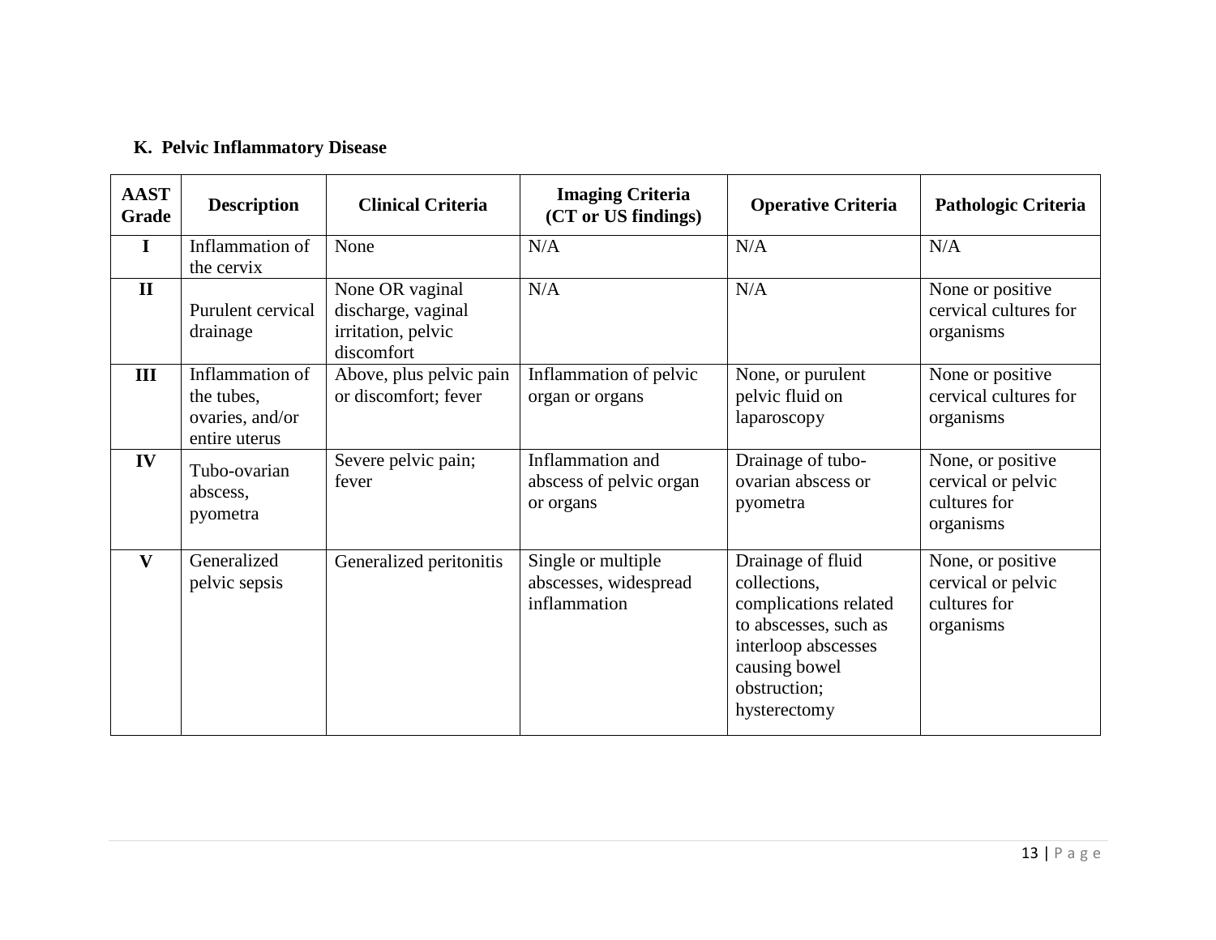### K. Pelvic Inflammatory Disease

| AAST Grade | Description | Clinical Criteria | Imaging Criteria (CT or US findings) | Operative Criteria | Pathologic Criteria |
|---|---|---|---|---|---|
| I | Inflammation of the cervix | None | N/A | N/A | N/A |
| II | Purulent cervical drainage | None OR vaginal discharge, vaginal irritation, pelvic discomfort | N/A | N/A | None or positive cervical cultures for organisms |
| III | Inflammation of the tubes, ovaries, and/or entire uterus | Above, plus pelvic pain or discomfort; fever | Inflammation of pelvic organ or organs | None, or purulent pelvic fluid on laparoscopy | None or positive cervical cultures for organisms |
| IV | Tubo-ovarian abscess, pyometra | Severe pelvic pain; fever | Inflammation and abscess of pelvic organ or organs | Drainage of tubo-ovarian abscess or pyometra | None, or positive cervical or pelvic cultures for organisms |
| V | Generalized pelvic sepsis | Generalized peritonitis | Single or multiple abscesses, widespread inflammation | Drainage of fluid collections, complications related to abscesses, such as interloop abscesses causing bowel obstruction; hysterectomy | None, or positive cervical or pelvic cultures for organisms |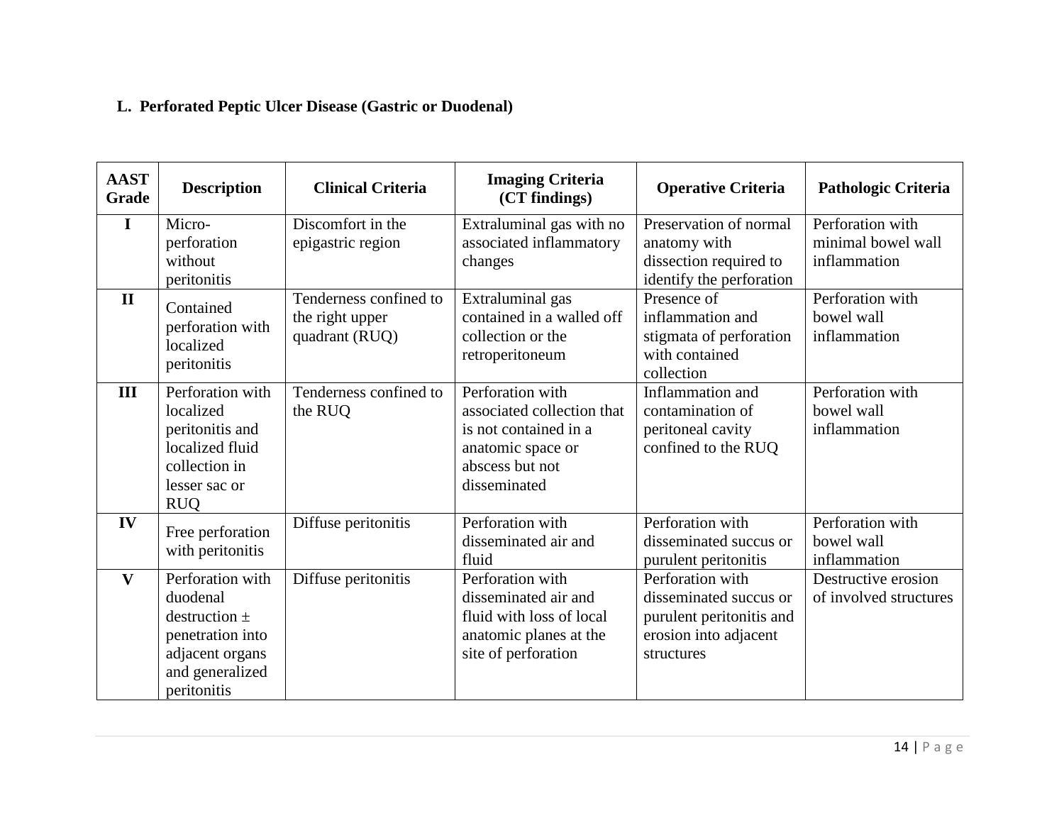**L. Perforated Peptic Ulcer Disease (Gastric or Duodenal)**

| AAST Grade | Description | Clinical Criteria | Imaging Criteria (CT findings) | Operative Criteria | Pathologic Criteria |
|---|---|---|---|---|---|
| I | Micro-perforation without peritonitis | Discomfort in the epigastric region | Extraluminal gas with no associated inflammatory changes | Preservation of normal anatomy with dissection required to identify the perforation | Perforation with minimal bowel wall inflammation |
| II | Contained perforation with localized peritonitis | Tenderness confined to the right upper quadrant (RUQ) | Extraluminal gas contained in a walled off collection or the retroperitoneum | Presence of inflammation and stigmata of perforation with contained collection | Perforation with bowel wall inflammation |
| III | Perforation with localized peritonitis and localized fluid collection in lesser sac or RUQ | Tenderness confined to the RUQ | Perforation with associated collection that is not contained in a anatomic space or abscess but not disseminated | Inflammation and contamination of peritoneal cavity confined to the RUQ | Perforation with bowel wall inflammation |
| IV | Free perforation with peritonitis | Diffuse peritonitis | Perforation with disseminated air and fluid | Perforation with disseminated succus or purulent peritonitis | Perforation with bowel wall inflammation |
| V | Perforation with duodenal destruction ± penetration into adjacent organs and generalized peritonitis | Diffuse peritonitis | Perforation with disseminated air and fluid with loss of local anatomic planes at the site of perforation | Perforation with disseminated succus or purulent peritonitis and erosion into adjacent structures | Destructive erosion of involved structures |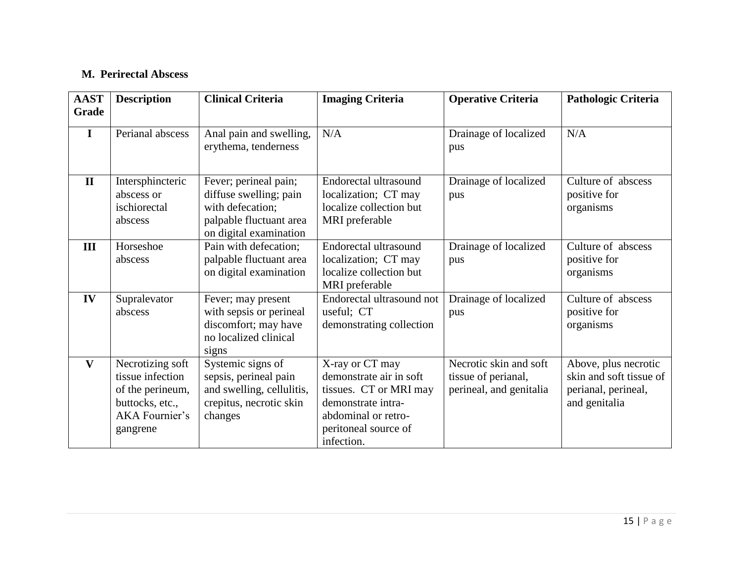**M. Perirectal Abscess**

| AAST Grade | Description | Clinical Criteria | Imaging Criteria | Operative Criteria | Pathologic Criteria |
|---|---|---|---|---|---|
| I | Perianal abscess | Anal pain and swelling, erythema, tenderness | N/A | Drainage of localized pus | N/A |
| II | Intersphincteric abscess or ischiorectal abscess | Fever; perineal pain; diffuse swelling; pain with defecation; palpable fluctuant area on digital examination | Endorectal ultrasound localization; CT may localize collection but MRI preferable | Drainage of localized pus | Culture of abscess positive for organisms |
| III | Horseshoe abscess | Pain with defecation; palpable fluctuant area on digital examination | Endorectal ultrasound localization; CT may localize collection but MRI preferable | Drainage of localized pus | Culture of abscess positive for organisms |
| IV | Supralevator abscess | Fever; may present with sepsis or perineal discomfort; may have no localized clinical signs | Endorectal ultrasound not useful; CT demonstrating collection | Drainage of localized pus | Culture of abscess positive for organisms |
| V | Necrotizing soft tissue infection of the perineum, buttocks, etc., AKA Fournier's gangrene | Systemic signs of sepsis, perineal pain and swelling, cellulitis, crepitus, necrotic skin changes | X-ray or CT may demonstrate air in soft tissues. CT or MRI may demonstrate intra-abdominal or retro-peritoneal source of infection. | Necrotic skin and soft tissue of perianal, perineal, and genitalia | Above, plus necrotic skin and soft tissue of perianal, perineal, and genitalia |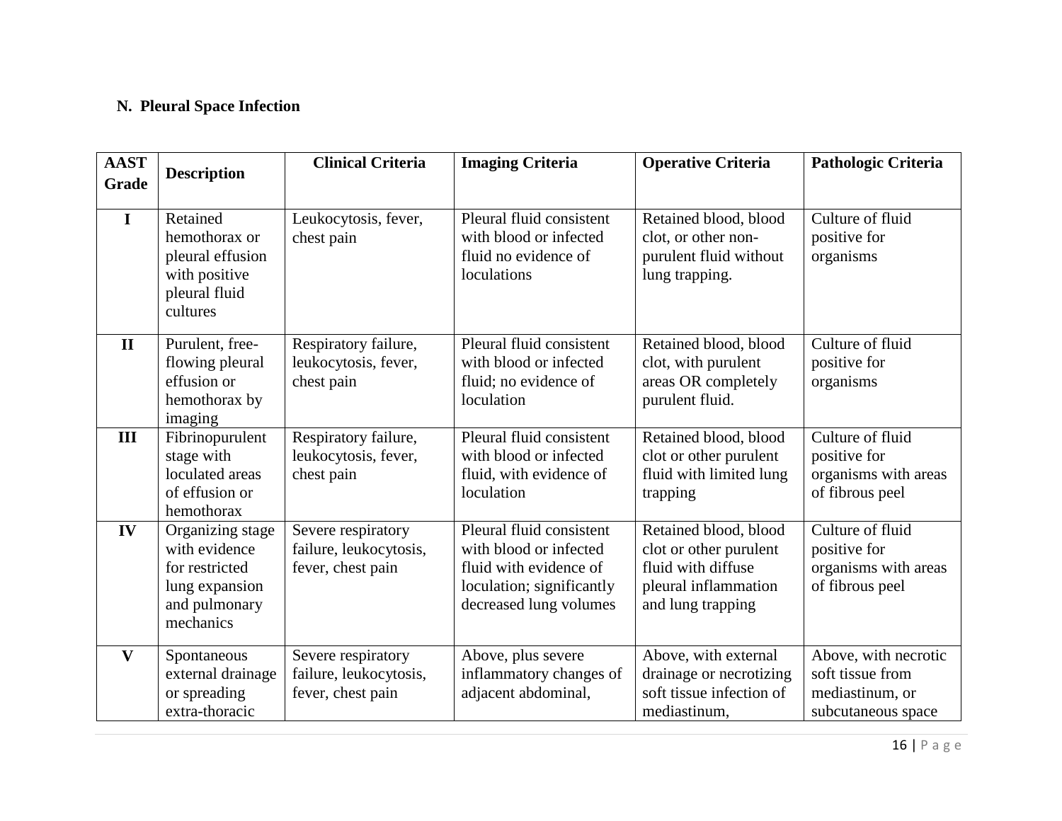## N. Pleural Space Infection

| AAST Grade | Description | Clinical Criteria | Imaging Criteria | Operative Criteria | Pathologic Criteria |
|---|---|---|---|---|---|
| I | Retained hemothorax or pleural effusion with positive pleural fluid cultures | Leukocytosis, fever, chest pain | Pleural fluid consistent with blood or infected fluid no evidence of loculations | Retained blood, blood clot, or other non-purulent fluid without lung trapping. | Culture of fluid positive for organisms |
| II | Purulent, free-flowing pleural effusion or hemothorax by imaging | Respiratory failure, leukocytosis, fever, chest pain | Pleural fluid consistent with blood or infected fluid; no evidence of loculation | Retained blood, blood clot, with purulent areas OR completely purulent fluid. | Culture of fluid positive for organisms |
| III | Fibrinopurulent stage with loculated areas of effusion or hemothorax | Respiratory failure, leukocytosis, fever, chest pain | Pleural fluid consistent with blood or infected fluid, with evidence of loculation | Retained blood, blood clot or other purulent fluid with limited lung trapping | Culture of fluid positive for organisms with areas of fibrous peel |
| IV | Organizing stage with evidence for restricted lung expansion and pulmonary mechanics | Severe respiratory failure, leukocytosis, fever, chest pain | Pleural fluid consistent with blood or infected fluid with evidence of loculation; significantly decreased lung volumes | Retained blood, blood clot or other purulent fluid with diffuse pleural inflammation and lung trapping | Culture of fluid positive for organisms with areas of fibrous peel |
| V | Spontaneous external drainage or spreading extra-thoracic | Severe respiratory failure, leukocytosis, fever, chest pain | Above, plus severe inflammatory changes of adjacent abdominal, | Above, with external drainage or necrotizing soft tissue infection of mediastinum, | Above, with necrotic soft tissue from mediastinum, or subcutaneous space |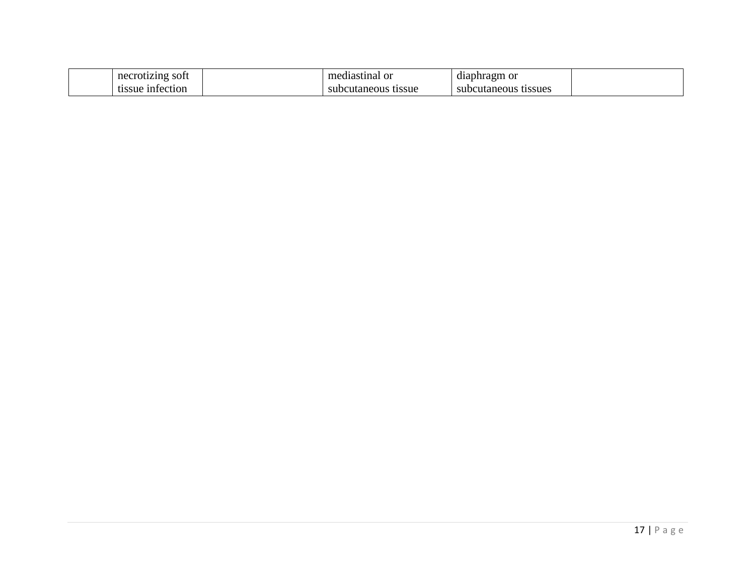| | | | | | |
|---|---|---|---|---|---|
| | necrotizing soft tissue infection | | mediastinal or subcutaneous tissue | diaphragm or subcutaneous tissues | |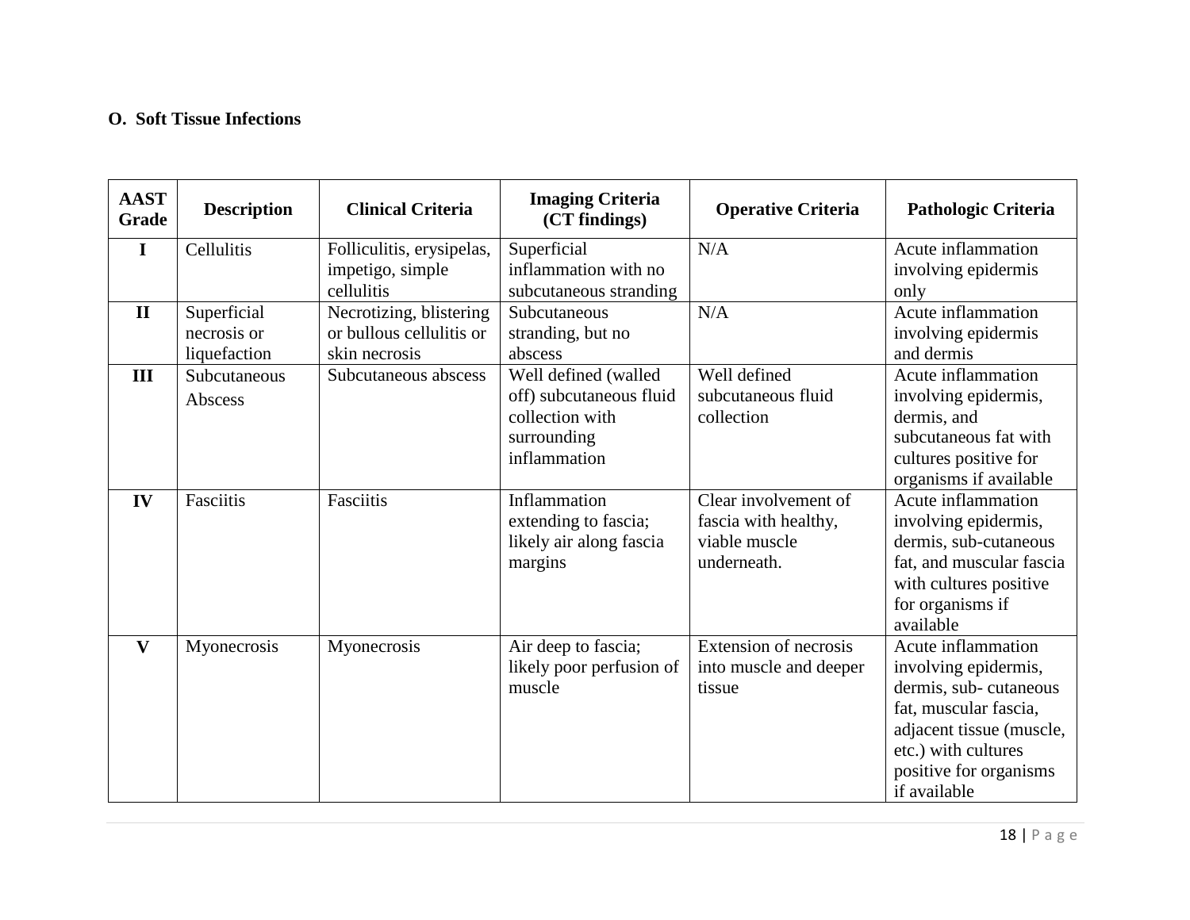**O. Soft Tissue Infections**

| AAST Grade | Description | Clinical Criteria | Imaging Criteria (CT findings) | Operative Criteria | Pathologic Criteria |
|---|---|---|---|---|---|
| I | Cellulitis | Folliculitis, erysipelas, impetigo, simple cellulitis | Superficial inflammation with no subcutaneous stranding | N/A | Acute inflammation involving epidermis only |
| II | Superficial necrosis or liquefaction | Necrotizing, blistering or bullous cellulitis or skin necrosis | Subcutaneous stranding, but no abscess | N/A | Acute inflammation involving epidermis and dermis |
| III | Subcutaneous Abscess | Subcutaneous abscess | Well defined (walled off) subcutaneous fluid collection with surrounding inflammation | Well defined subcutaneous fluid collection | Acute inflammation involving epidermis, dermis, and subcutaneous fat with cultures positive for organisms if available |
| IV | Fasciitis | Fasciitis | Inflammation extending to fascia; likely air along fascia margins | Clear involvement of fascia with healthy, viable muscle underneath. | Acute inflammation involving epidermis, dermis, sub-cutaneous fat, and muscular fascia with cultures positive for organisms if available |
| V | Myonecrosis | Myonecrosis | Air deep to fascia; likely poor perfusion of muscle | Extension of necrosis into muscle and deeper tissue | Acute inflammation involving epidermis, dermis, sub- cutaneous fat, muscular fascia, adjacent tissue (muscle, etc.) with cultures positive for organisms if available |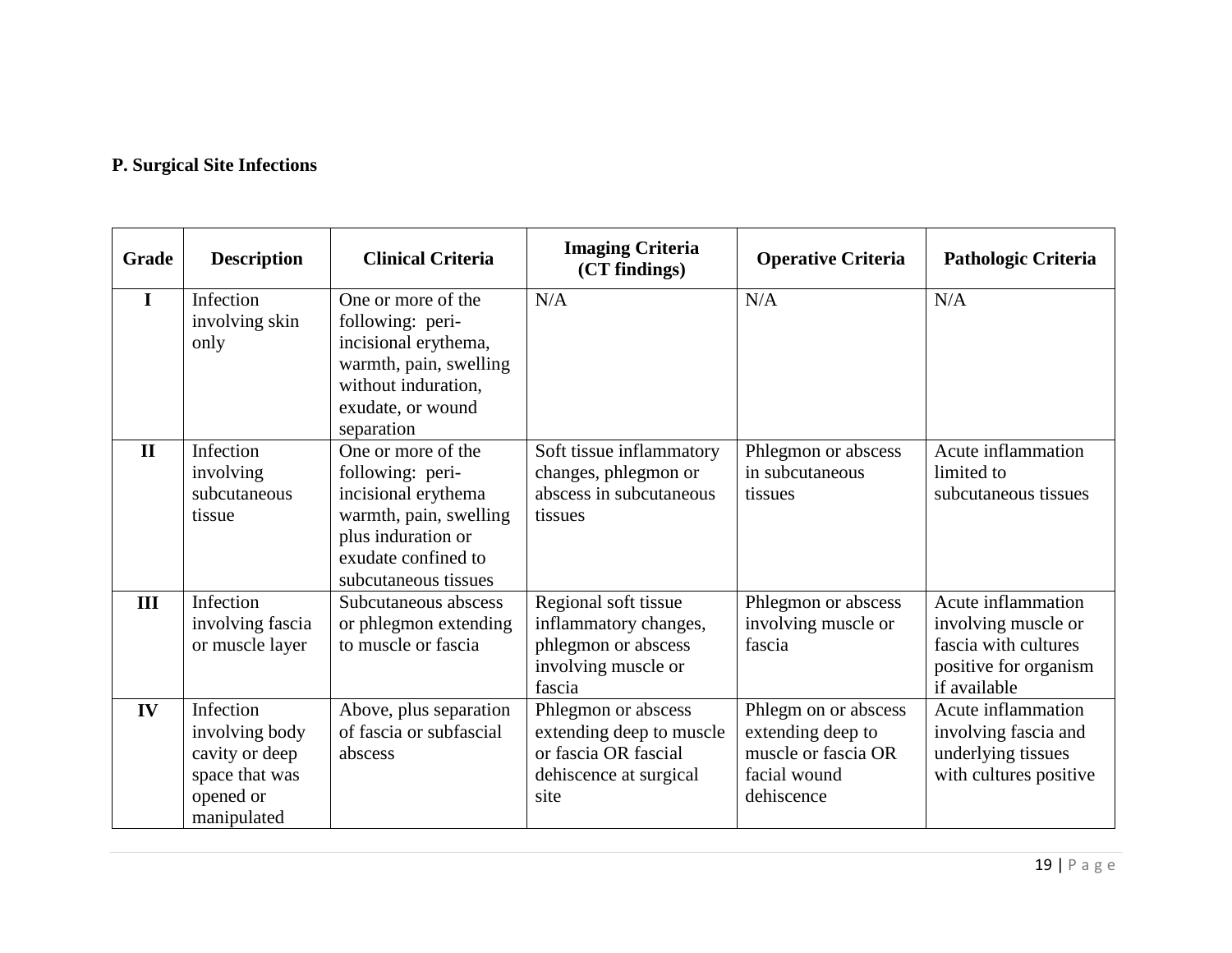**P. Surgical Site Infections**

| Grade | Description | Clinical Criteria | Imaging Criteria (CT findings) | Operative Criteria | Pathologic Criteria |
|---|---|---|---|---|---|
| I | Infection involving skin only | One or more of the following: peri-incisional erythema, warmth, pain, swelling without induration, exudate, or wound separation | N/A | N/A | N/A |
| II | Infection involving subcutaneous tissue | One or more of the following: peri-incisional erythema warmth, pain, swelling plus induration or exudate confined to subcutaneous tissues | Soft tissue inflammatory changes, phlegmon or abscess in subcutaneous tissues | Phlegmon or abscess in subcutaneous tissues | Acute inflammation limited to subcutaneous tissues |
| III | Infection involving fascia or muscle layer | Subcutaneous abscess or phlegmon extending to muscle or fascia | Regional soft tissue inflammatory changes, phlegmon or abscess involving muscle or fascia | Phlegmon or abscess involving muscle or fascia | Acute inflammation involving muscle or fascia with cultures positive for organism if available |
| IV | Infection involving body cavity or deep space that was opened or manipulated | Above, plus separation of fascia or subfascial abscess | Phlegmon or abscess extending deep to muscle or fascia OR fascial dehiscence at surgical site | Phlegm on or abscess extending deep to muscle or fascia OR facial wound dehiscence | Acute inflammation involving fascia and underlying tissues with cultures positive |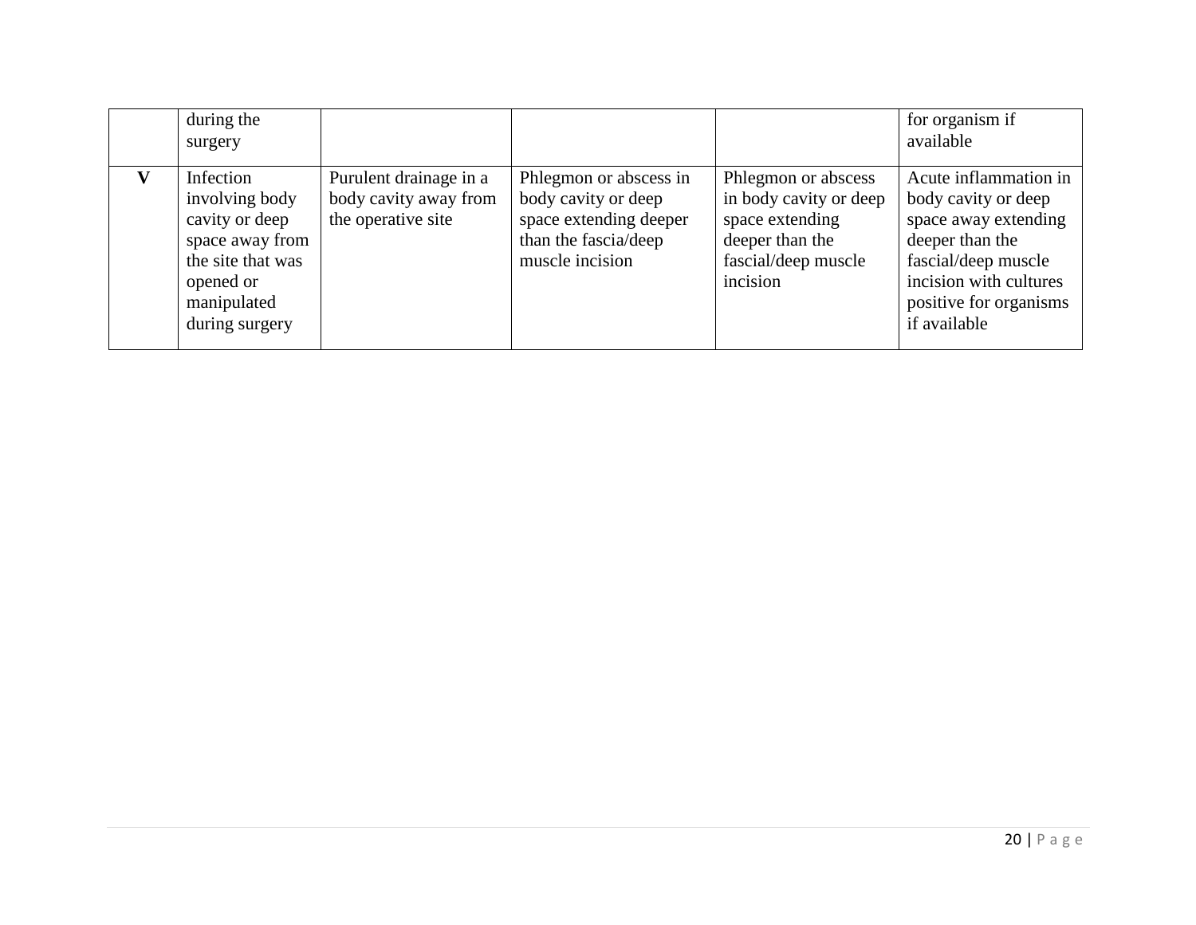| | | | | | |
|---|---|---|---|---|---|
| | during the surgery | | | | for organism if available |
| **V** | Infection involving body cavity or deep space away from the site that was opened or manipulated during surgery | Purulent drainage in a body cavity away from the operative site | Phlegmon or abscess in body cavity or deep space extending deeper than the fascia/deep muscle incision | Phlegmon or abscess in body cavity or deep space extending deeper than the fascial/deep muscle incision | Acute inflammation in body cavity or deep space away extending deeper than the fascial/deep muscle incision with cultures positive for organisms if available |